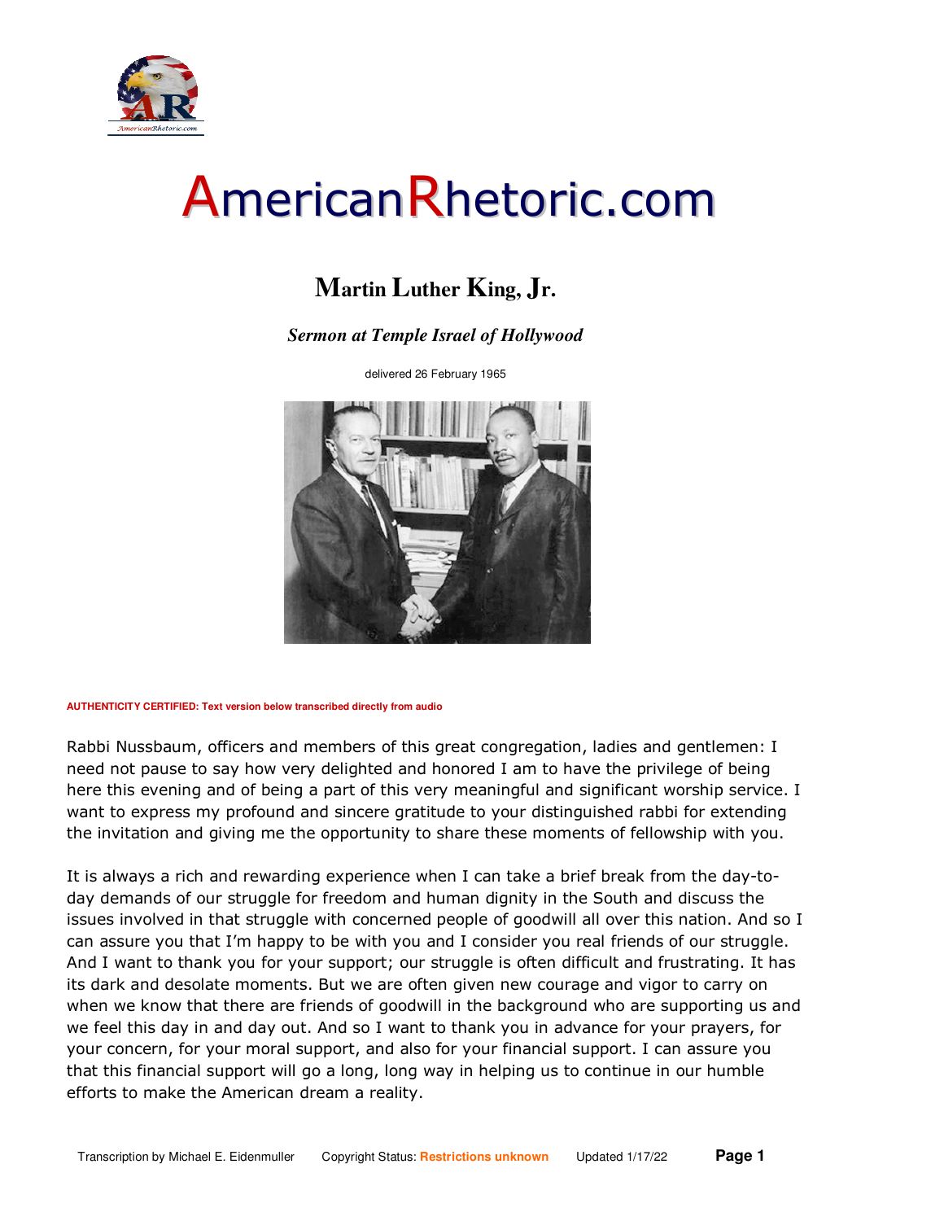# AmericanRhetoric.com

## Martin Luther King, Jr.

***Sermon at Temple Israel of Hollywood***

delivered 26 February 1965

**AUTHENTICITY CERTIFIED: Text version below transcribed directly from audio**

Rabbi Nussbaum, officers and members of this great congregation, ladies and gentlemen: I need not pause to say how very delighted and honored I am to have the privilege of being here this evening and of being a part of this very meaningful and significant worship service. I want to express my profound and sincere gratitude to your distinguished rabbi for extending the invitation and giving me the opportunity to share these moments of fellowship with you.

It is always a rich and rewarding experience when I can take a brief break from the day-to-day demands of our struggle for freedom and human dignity in the South and discuss the issues involved in that struggle with concerned people of goodwill all over this nation. And so I can assure you that I'm happy to be with you and I consider you real friends of our struggle. And I want to thank you for your support; our struggle is often difficult and frustrating. It has its dark and desolate moments. But we are often given new courage and vigor to carry on when we know that there are friends of goodwill in the background who are supporting us and we feel this day in and day out. And so I want to thank you in advance for your prayers, for your concern, for your moral support, and also for your financial support. I can assure you that this financial support will go a long, long way in helping us to continue in our humble efforts to make the American dream a reality.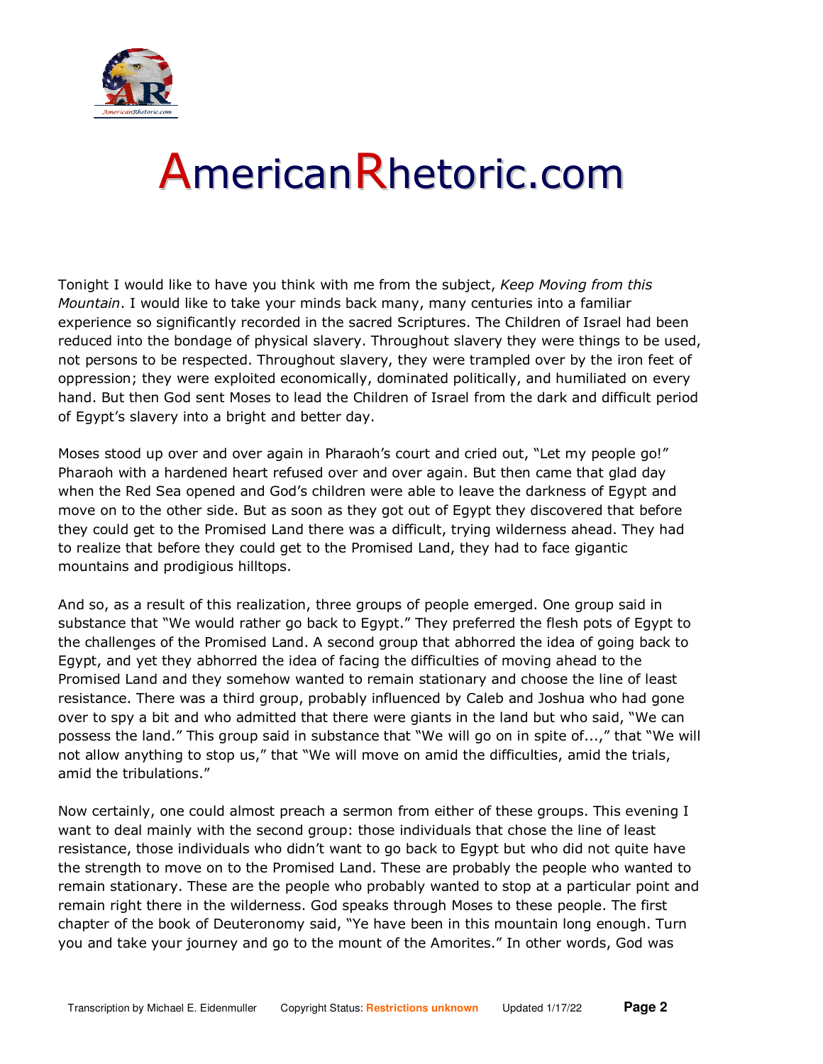Tonight I would like to have you think with me from the subject, *Keep Moving from this Mountain*. I would like to take your minds back many, many centuries into a familiar experience so significantly recorded in the sacred Scriptures. The Children of Israel had been reduced into the bondage of physical slavery. Throughout slavery they were things to be used, not persons to be respected. Throughout slavery, they were trampled over by the iron feet of oppression; they were exploited economically, dominated politically, and humiliated on every hand. But then God sent Moses to lead the Children of Israel from the dark and difficult period of Egypt's slavery into a bright and better day.

Moses stood up over and over again in Pharaoh's court and cried out, "Let my people go!" Pharaoh with a hardened heart refused over and over again. But then came that glad day when the Red Sea opened and God's children were able to leave the darkness of Egypt and move on to the other side. But as soon as they got out of Egypt they discovered that before they could get to the Promised Land there was a difficult, trying wilderness ahead. They had to realize that before they could get to the Promised Land, they had to face gigantic mountains and prodigious hilltops.

And so, as a result of this realization, three groups of people emerged. One group said in substance that "We would rather go back to Egypt." They preferred the flesh pots of Egypt to the challenges of the Promised Land. A second group that abhorred the idea of going back to Egypt, and yet they abhorred the idea of facing the difficulties of moving ahead to the Promised Land and they somehow wanted to remain stationary and choose the line of least resistance. There was a third group, probably influenced by Caleb and Joshua who had gone over to spy a bit and who admitted that there were giants in the land but who said, "We can possess the land." This group said in substance that "We will go on in spite of...," that "We will not allow anything to stop us," that "We will move on amid the difficulties, amid the trials, amid the tribulations."

Now certainly, one could almost preach a sermon from either of these groups. This evening I want to deal mainly with the second group: those individuals that chose the line of least resistance, those individuals who didn't want to go back to Egypt but who did not quite have the strength to move on to the Promised Land. These are probably the people who wanted to remain stationary. These are the people who probably wanted to stop at a particular point and remain right there in the wilderness. God speaks through Moses to these people. The first chapter of the book of Deuteronomy said, "Ye have been in this mountain long enough. Turn you and take your journey and go to the mount of the Amorites." In other words, God was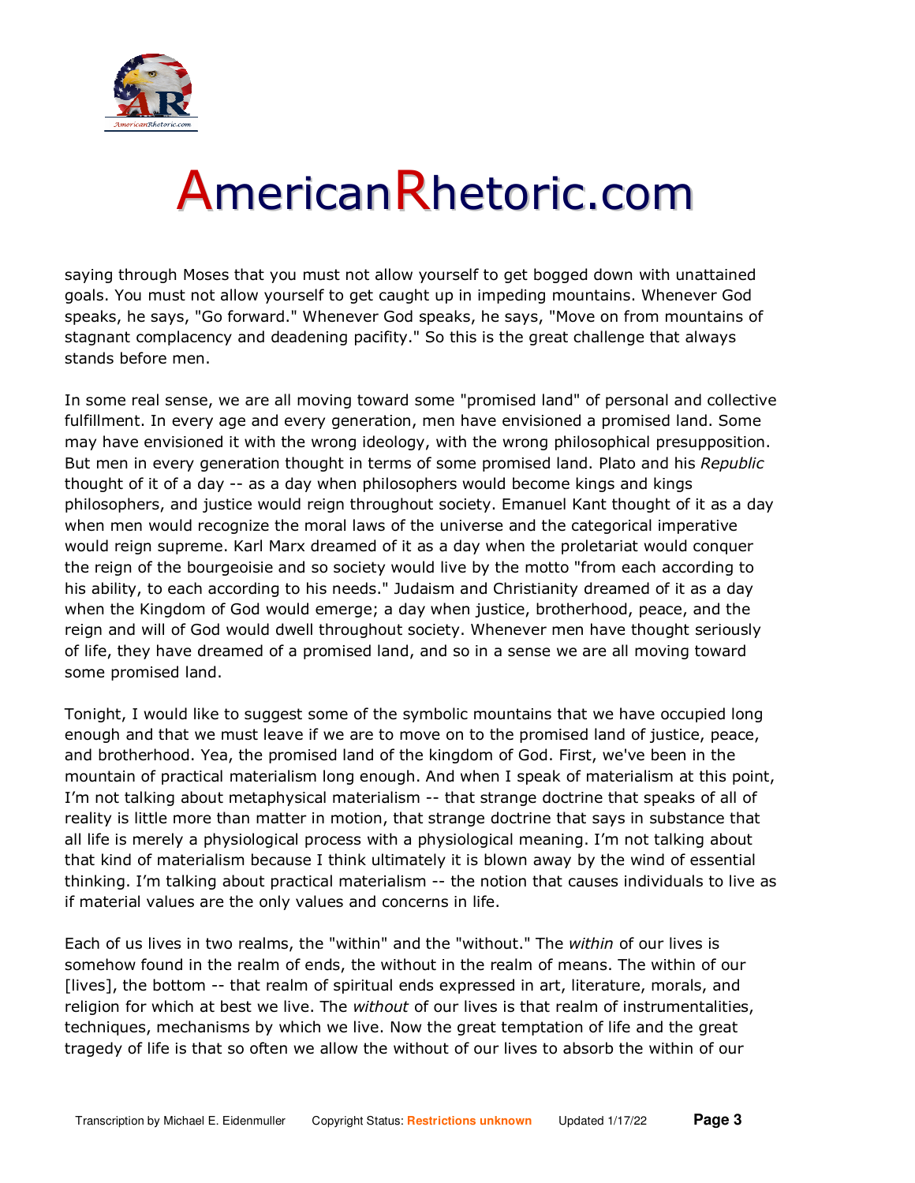saying through Moses that you must not allow yourself to get bogged down with unattained goals. You must not allow yourself to get caught up in impeding mountains. Whenever God speaks, he says, "Go forward." Whenever God speaks, he says, "Move on from mountains of stagnant complacency and deadening pacifity." So this is the great challenge that always stands before men.

In some real sense, we are all moving toward some "promised land" of personal and collective fulfillment. In every age and every generation, men have envisioned a promised land. Some may have envisioned it with the wrong ideology, with the wrong philosophical presupposition. But men in every generation thought in terms of some promised land. Plato and his *Republic* thought of it of a day -- as a day when philosophers would become kings and kings philosophers, and justice would reign throughout society. Emanuel Kant thought of it as a day when men would recognize the moral laws of the universe and the categorical imperative would reign supreme. Karl Marx dreamed of it as a day when the proletariat would conquer the reign of the bourgeoisie and so society would live by the motto "from each according to his ability, to each according to his needs." Judaism and Christianity dreamed of it as a day when the Kingdom of God would emerge; a day when justice, brotherhood, peace, and the reign and will of God would dwell throughout society. Whenever men have thought seriously of life, they have dreamed of a promised land, and so in a sense we are all moving toward some promised land.

Tonight, I would like to suggest some of the symbolic mountains that we have occupied long enough and that we must leave if we are to move on to the promised land of justice, peace, and brotherhood. Yea, the promised land of the kingdom of God. First, we've been in the mountain of practical materialism long enough. And when I speak of materialism at this point, I'm not talking about metaphysical materialism -- that strange doctrine that speaks of all of reality is little more than matter in motion, that strange doctrine that says in substance that all life is merely a physiological process with a physiological meaning. I'm not talking about that kind of materialism because I think ultimately it is blown away by the wind of essential thinking. I'm talking about practical materialism -- the notion that causes individuals to live as if material values are the only values and concerns in life.

Each of us lives in two realms, the "within" and the "without." The *within* of our lives is somehow found in the realm of ends, the without in the realm of means. The within of our [lives], the bottom -- that realm of spiritual ends expressed in art, literature, morals, and religion for which at best we live. The *without* of our lives is that realm of instrumentalities, techniques, mechanisms by which we live. Now the great temptation of life and the great tragedy of life is that so often we allow the without of our lives to absorb the within of our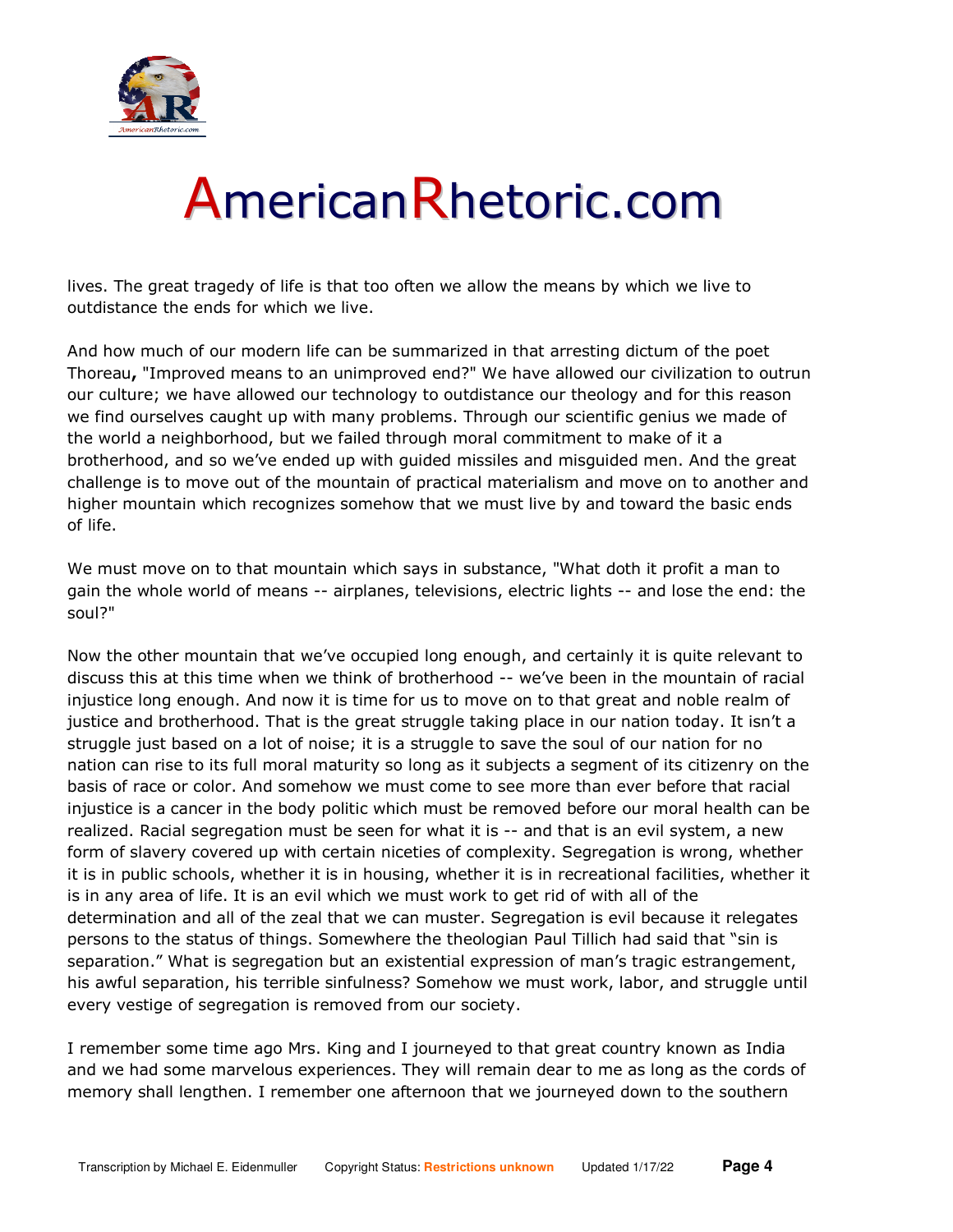lives. The great tragedy of life is that too often we allow the means by which we live to outdistance the ends for which we live.

And how much of our modern life can be summarized in that arresting dictum of the poet Thoreau**,** "Improved means to an unimproved end?" We have allowed our civilization to outrun our culture; we have allowed our technology to outdistance our theology and for this reason we find ourselves caught up with many problems. Through our scientific genius we made of the world a neighborhood, but we failed through moral commitment to make of it a brotherhood, and so we've ended up with guided missiles and misguided men. And the great challenge is to move out of the mountain of practical materialism and move on to another and higher mountain which recognizes somehow that we must live by and toward the basic ends of life.

We must move on to that mountain which says in substance, "What doth it profit a man to gain the whole world of means -- airplanes, televisions, electric lights -- and lose the end: the soul?"

Now the other mountain that we've occupied long enough, and certainly it is quite relevant to discuss this at this time when we think of brotherhood -- we've been in the mountain of racial injustice long enough. And now it is time for us to move on to that great and noble realm of justice and brotherhood. That is the great struggle taking place in our nation today. It isn't a struggle just based on a lot of noise; it is a struggle to save the soul of our nation for no nation can rise to its full moral maturity so long as it subjects a segment of its citizenry on the basis of race or color. And somehow we must come to see more than ever before that racial injustice is a cancer in the body politic which must be removed before our moral health can be realized. Racial segregation must be seen for what it is -- and that is an evil system, a new form of slavery covered up with certain niceties of complexity. Segregation is wrong, whether it is in public schools, whether it is in housing, whether it is in recreational facilities, whether it is in any area of life. It is an evil which we must work to get rid of with all of the determination and all of the zeal that we can muster. Segregation is evil because it relegates persons to the status of things. Somewhere the theologian Paul Tillich had said that "sin is separation." What is segregation but an existential expression of man's tragic estrangement, his awful separation, his terrible sinfulness? Somehow we must work, labor, and struggle until every vestige of segregation is removed from our society.

I remember some time ago Mrs. King and I journeyed to that great country known as India and we had some marvelous experiences. They will remain dear to me as long as the cords of memory shall lengthen. I remember one afternoon that we journeyed down to the southern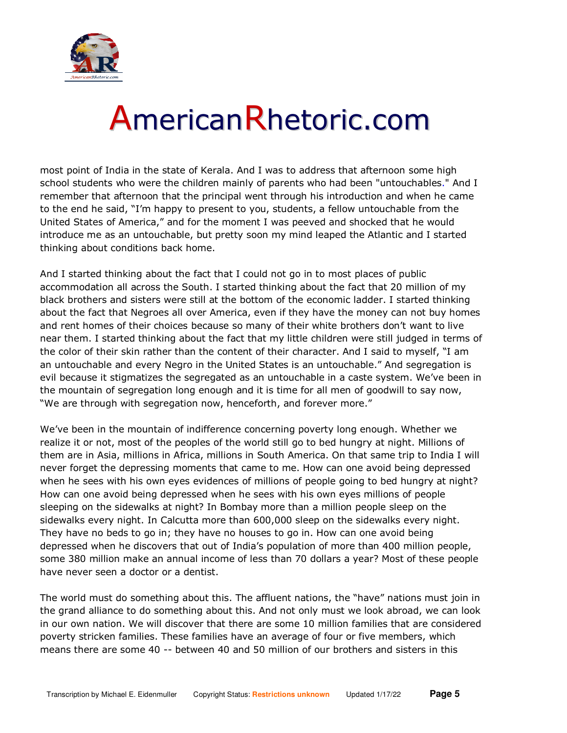most point of India in the state of Kerala. And I was to address that afternoon some high school students who were the children mainly of parents who had been "untouchables." And I remember that afternoon that the principal went through his introduction and when he came to the end he said, "I'm happy to present to you, students, a fellow untouchable from the United States of America," and for the moment I was peeved and shocked that he would introduce me as an untouchable, but pretty soon my mind leaped the Atlantic and I started thinking about conditions back home.

And I started thinking about the fact that I could not go in to most places of public accommodation all across the South. I started thinking about the fact that 20 million of my black brothers and sisters were still at the bottom of the economic ladder. I started thinking about the fact that Negroes all over America, even if they have the money can not buy homes and rent homes of their choices because so many of their white brothers don't want to live near them. I started thinking about the fact that my little children were still judged in terms of the color of their skin rather than the content of their character. And I said to myself, "I am an untouchable and every Negro in the United States is an untouchable." And segregation is evil because it stigmatizes the segregated as an untouchable in a caste system. We've been in the mountain of segregation long enough and it is time for all men of goodwill to say now, "We are through with segregation now, henceforth, and forever more."

We've been in the mountain of indifference concerning poverty long enough. Whether we realize it or not, most of the peoples of the world still go to bed hungry at night. Millions of them are in Asia, millions in Africa, millions in South America. On that same trip to India I will never forget the depressing moments that came to me. How can one avoid being depressed when he sees with his own eyes evidences of millions of people going to bed hungry at night? How can one avoid being depressed when he sees with his own eyes millions of people sleeping on the sidewalks at night? In Bombay more than a million people sleep on the sidewalks every night. In Calcutta more than 600,000 sleep on the sidewalks every night. They have no beds to go in; they have no houses to go in. How can one avoid being depressed when he discovers that out of India's population of more than 400 million people, some 380 million make an annual income of less than 70 dollars a year? Most of these people have never seen a doctor or a dentist.

The world must do something about this. The affluent nations, the "have" nations must join in the grand alliance to do something about this. And not only must we look abroad, we can look in our own nation. We will discover that there are some 10 million families that are considered poverty stricken families. These families have an average of four or five members, which means there are some 40 -- between 40 and 50 million of our brothers and sisters in this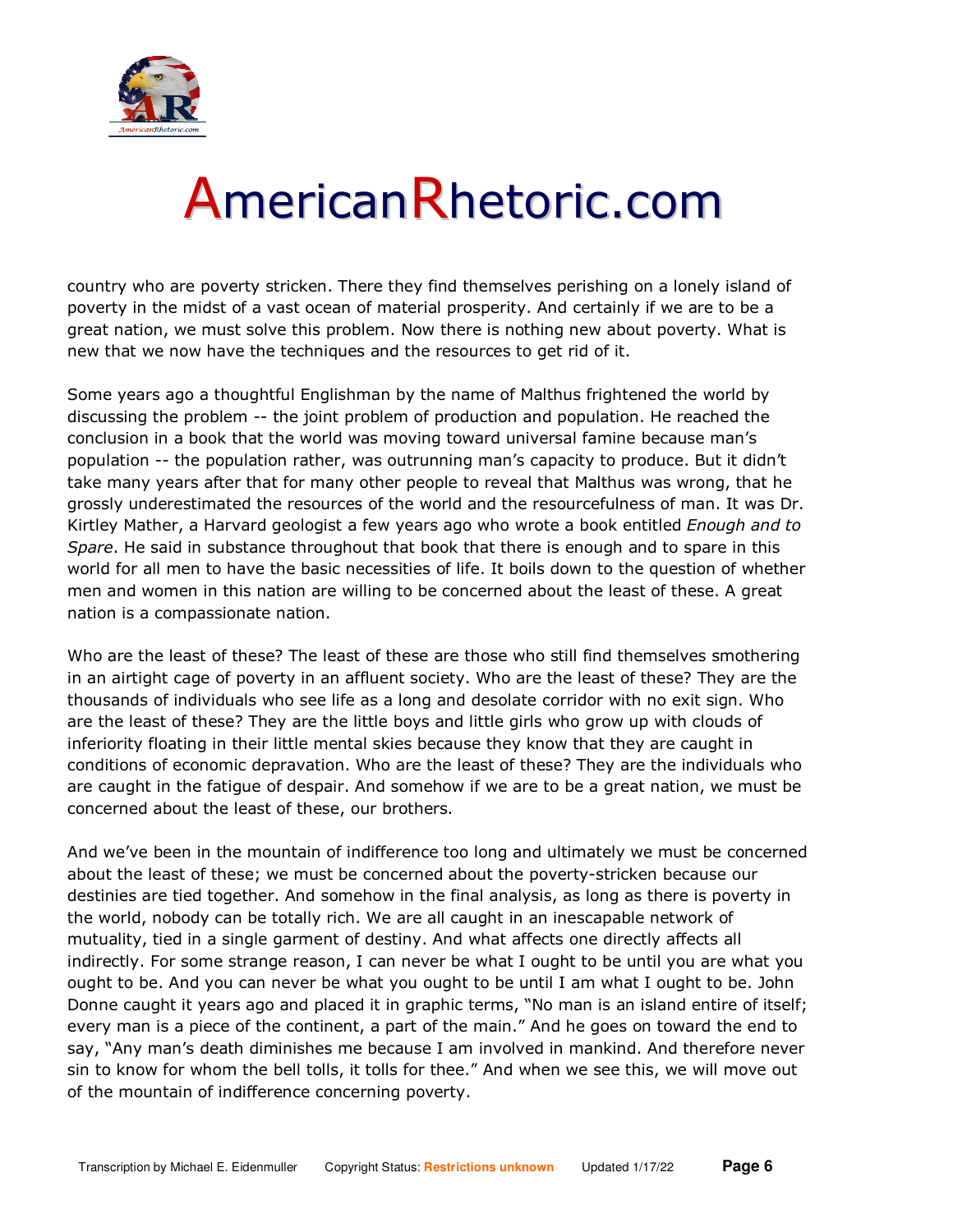country who are poverty stricken. There they find themselves perishing on a lonely island of poverty in the midst of a vast ocean of material prosperity. And certainly if we are to be a great nation, we must solve this problem. Now there is nothing new about poverty. What is new that we now have the techniques and the resources to get rid of it.

Some years ago a thoughtful Englishman by the name of Malthus frightened the world by discussing the problem -- the joint problem of production and population. He reached the conclusion in a book that the world was moving toward universal famine because man's population -- the population rather, was outrunning man's capacity to produce. But it didn't take many years after that for many other people to reveal that Malthus was wrong, that he grossly underestimated the resources of the world and the resourcefulness of man. It was Dr. Kirtley Mather, a Harvard geologist a few years ago who wrote a book entitled *Enough and to Spare*. He said in substance throughout that book that there is enough and to spare in this world for all men to have the basic necessities of life. It boils down to the question of whether men and women in this nation are willing to be concerned about the least of these. A great nation is a compassionate nation.

Who are the least of these? The least of these are those who still find themselves smothering in an airtight cage of poverty in an affluent society. Who are the least of these? They are the thousands of individuals who see life as a long and desolate corridor with no exit sign. Who are the least of these? They are the little boys and little girls who grow up with clouds of inferiority floating in their little mental skies because they know that they are caught in conditions of economic depravation. Who are the least of these? They are the individuals who are caught in the fatigue of despair. And somehow if we are to be a great nation, we must be concerned about the least of these, our brothers.

And we've been in the mountain of indifference too long and ultimately we must be concerned about the least of these; we must be concerned about the poverty-stricken because our destinies are tied together. And somehow in the final analysis, as long as there is poverty in the world, nobody can be totally rich. We are all caught in an inescapable network of mutuality, tied in a single garment of destiny. And what affects one directly affects all indirectly. For some strange reason, I can never be what I ought to be until you are what you ought to be. And you can never be what you ought to be until I am what I ought to be. John Donne caught it years ago and placed it in graphic terms, "No man is an island entire of itself; every man is a piece of the continent, a part of the main." And he goes on toward the end to say, "Any man's death diminishes me because I am involved in mankind. And therefore never sin to know for whom the bell tolls, it tolls for thee." And when we see this, we will move out of the mountain of indifference concerning poverty.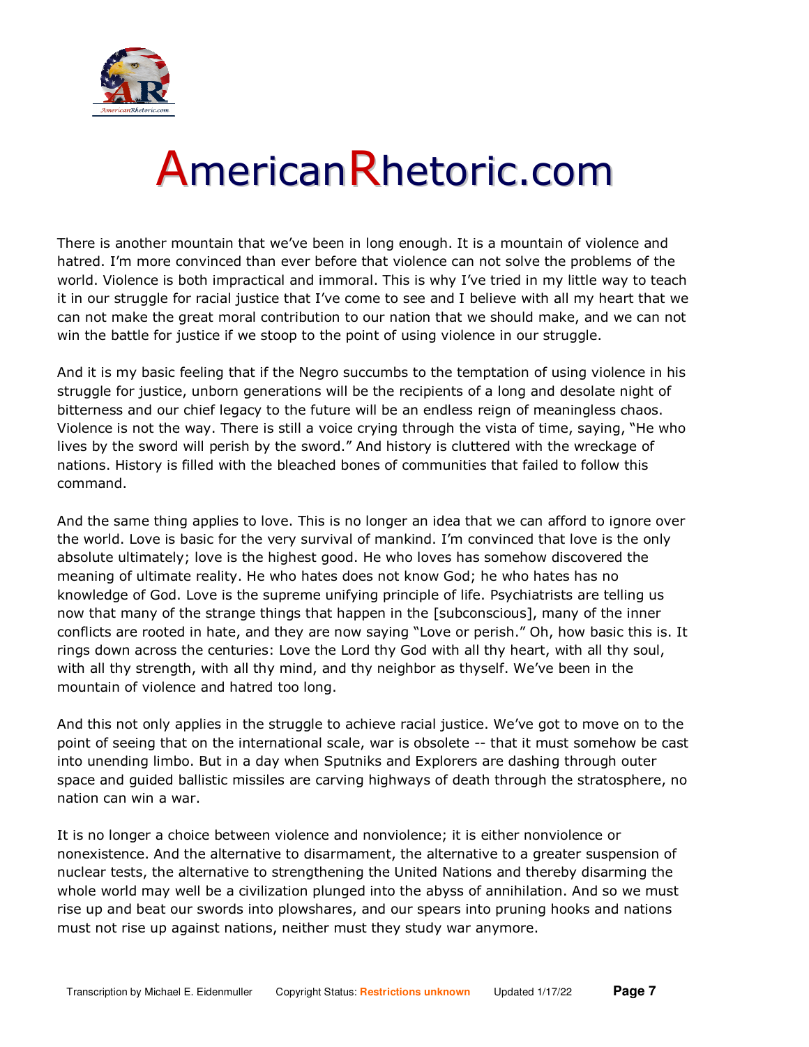There is another mountain that we've been in long enough. It is a mountain of violence and hatred. I'm more convinced than ever before that violence can not solve the problems of the world. Violence is both impractical and immoral. This is why I've tried in my little way to teach it in our struggle for racial justice that I've come to see and I believe with all my heart that we can not make the great moral contribution to our nation that we should make, and we can not win the battle for justice if we stoop to the point of using violence in our struggle.

And it is my basic feeling that if the Negro succumbs to the temptation of using violence in his struggle for justice, unborn generations will be the recipients of a long and desolate night of bitterness and our chief legacy to the future will be an endless reign of meaningless chaos. Violence is not the way. There is still a voice crying through the vista of time, saying, "He who lives by the sword will perish by the sword." And history is cluttered with the wreckage of nations. History is filled with the bleached bones of communities that failed to follow this command.

And the same thing applies to love. This is no longer an idea that we can afford to ignore over the world. Love is basic for the very survival of mankind. I'm convinced that love is the only absolute ultimately; love is the highest good. He who loves has somehow discovered the meaning of ultimate reality. He who hates does not know God; he who hates has no knowledge of God. Love is the supreme unifying principle of life. Psychiatrists are telling us now that many of the strange things that happen in the [subconscious], many of the inner conflicts are rooted in hate, and they are now saying "Love or perish." Oh, how basic this is. It rings down across the centuries: Love the Lord thy God with all thy heart, with all thy soul, with all thy strength, with all thy mind, and thy neighbor as thyself. We've been in the mountain of violence and hatred too long.

And this not only applies in the struggle to achieve racial justice. We've got to move on to the point of seeing that on the international scale, war is obsolete -- that it must somehow be cast into unending limbo. But in a day when Sputniks and Explorers are dashing through outer space and guided ballistic missiles are carving highways of death through the stratosphere, no nation can win a war.

It is no longer a choice between violence and nonviolence; it is either nonviolence or nonexistence. And the alternative to disarmament, the alternative to a greater suspension of nuclear tests, the alternative to strengthening the United Nations and thereby disarming the whole world may well be a civilization plunged into the abyss of annihilation. And so we must rise up and beat our swords into plowshares, and our spears into pruning hooks and nations must not rise up against nations, neither must they study war anymore.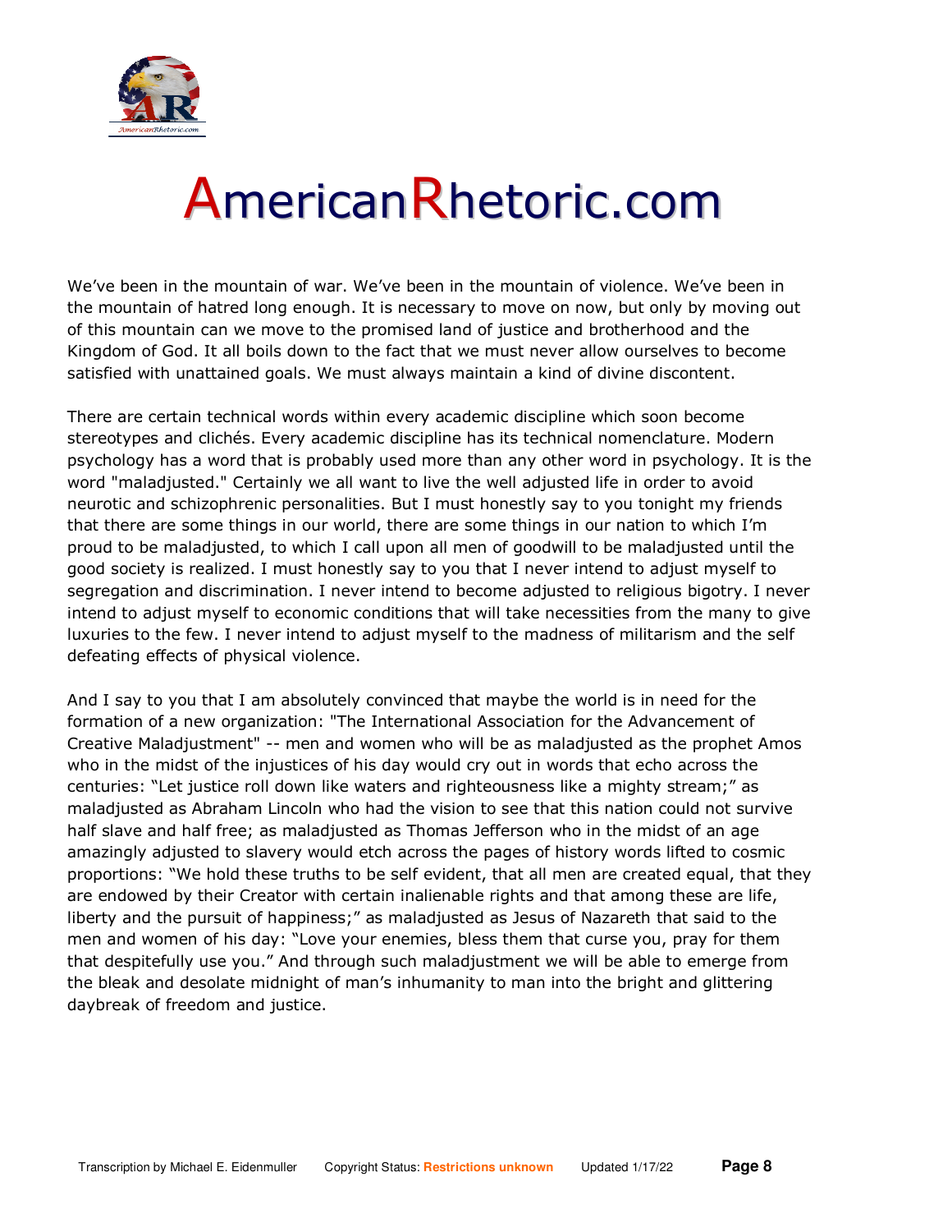We've been in the mountain of war. We've been in the mountain of violence. We've been in the mountain of hatred long enough. It is necessary to move on now, but only by moving out of this mountain can we move to the promised land of justice and brotherhood and the Kingdom of God. It all boils down to the fact that we must never allow ourselves to become satisfied with unattained goals. We must always maintain a kind of divine discontent.

There are certain technical words within every academic discipline which soon become stereotypes and clichés. Every academic discipline has its technical nomenclature. Modern psychology has a word that is probably used more than any other word in psychology. It is the word "maladjusted." Certainly we all want to live the well adjusted life in order to avoid neurotic and schizophrenic personalities. But I must honestly say to you tonight my friends that there are some things in our world, there are some things in our nation to which I'm proud to be maladjusted, to which I call upon all men of goodwill to be maladjusted until the good society is realized. I must honestly say to you that I never intend to adjust myself to segregation and discrimination. I never intend to become adjusted to religious bigotry. I never intend to adjust myself to economic conditions that will take necessities from the many to give luxuries to the few. I never intend to adjust myself to the madness of militarism and the self defeating effects of physical violence.

And I say to you that I am absolutely convinced that maybe the world is in need for the formation of a new organization: "The International Association for the Advancement of Creative Maladjustment" -- men and women who will be as maladjusted as the prophet Amos who in the midst of the injustices of his day would cry out in words that echo across the centuries: "Let justice roll down like waters and righteousness like a mighty stream;" as maladjusted as Abraham Lincoln who had the vision to see that this nation could not survive half slave and half free; as maladjusted as Thomas Jefferson who in the midst of an age amazingly adjusted to slavery would etch across the pages of history words lifted to cosmic proportions: "We hold these truths to be self evident, that all men are created equal, that they are endowed by their Creator with certain inalienable rights and that among these are life, liberty and the pursuit of happiness;" as maladjusted as Jesus of Nazareth that said to the men and women of his day: "Love your enemies, bless them that curse you, pray for them that despitefully use you." And through such maladjustment we will be able to emerge from the bleak and desolate midnight of man's inhumanity to man into the bright and glittering daybreak of freedom and justice.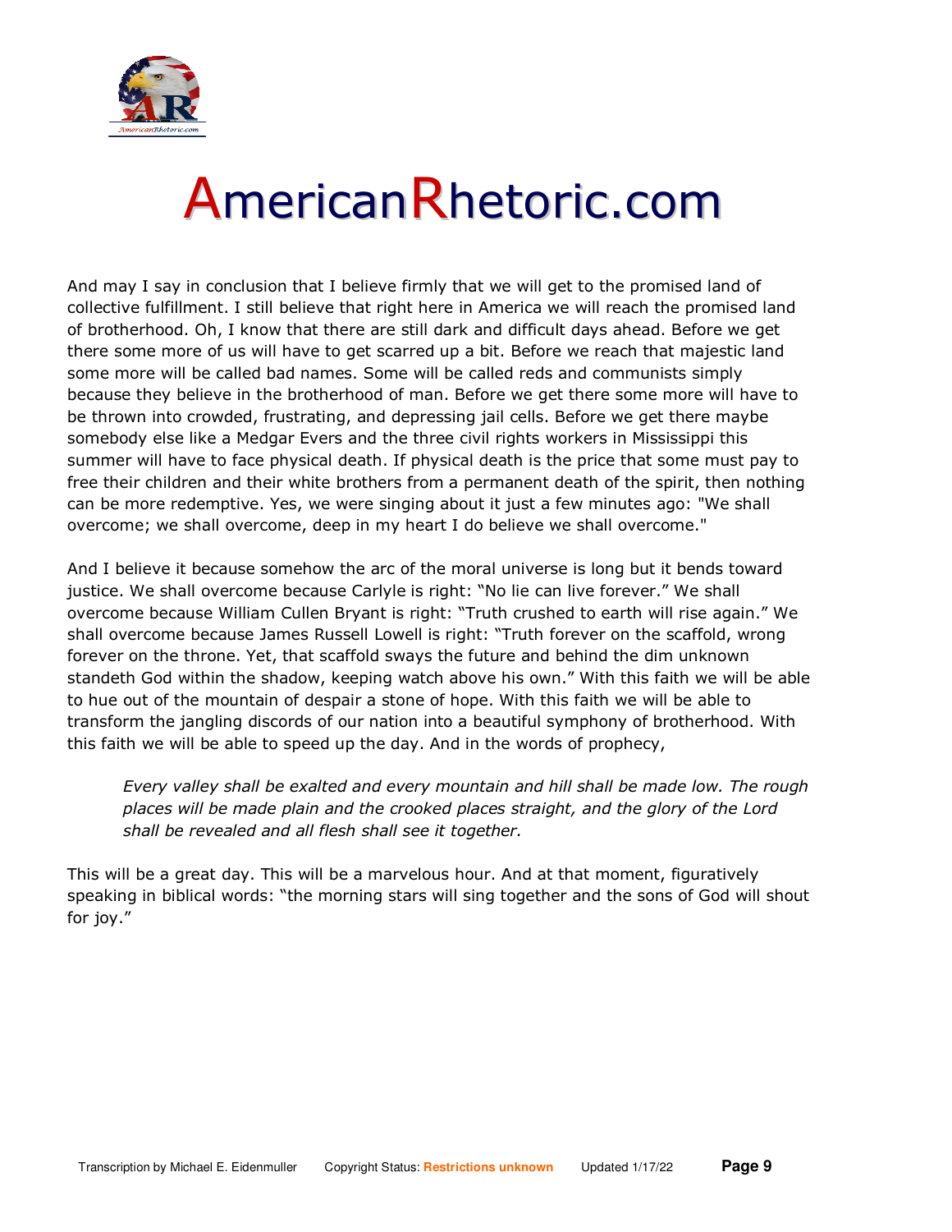And may I say in conclusion that I believe firmly that we will get to the promised land of collective fulfillment. I still believe that right here in America we will reach the promised land of brotherhood. Oh, I know that there are still dark and difficult days ahead. Before we get there some more of us will have to get scarred up a bit. Before we reach that majestic land some more will be called bad names. Some will be called reds and communists simply because they believe in the brotherhood of man. Before we get there some more will have to be thrown into crowded, frustrating, and depressing jail cells. Before we get there maybe somebody else like a Medgar Evers and the three civil rights workers in Mississippi this summer will have to face physical death. If physical death is the price that some must pay to free their children and their white brothers from a permanent death of the spirit, then nothing can be more redemptive. Yes, we were singing about it just a few minutes ago: "We shall overcome; we shall overcome, deep in my heart I do believe we shall overcome."

And I believe it because somehow the arc of the moral universe is long but it bends toward justice. We shall overcome because Carlyle is right: "No lie can live forever." We shall overcome because William Cullen Bryant is right: "Truth crushed to earth will rise again." We shall overcome because James Russell Lowell is right: "Truth forever on the scaffold, wrong forever on the throne. Yet, that scaffold sways the future and behind the dim unknown standeth God within the shadow, keeping watch above his own." With this faith we will be able to hue out of the mountain of despair a stone of hope. With this faith we will be able to transform the jangling discords of our nation into a beautiful symphony of brotherhood. With this faith we will be able to speed up the day. And in the words of prophecy,

> *Every valley shall be exalted and every mountain and hill shall be made low. The rough places will be made plain and the crooked places straight, and the glory of the Lord shall be revealed and all flesh shall see it together.*

This will be a great day. This will be a marvelous hour. And at that moment, figuratively speaking in biblical words: "the morning stars will sing together and the sons of God will shout for joy."